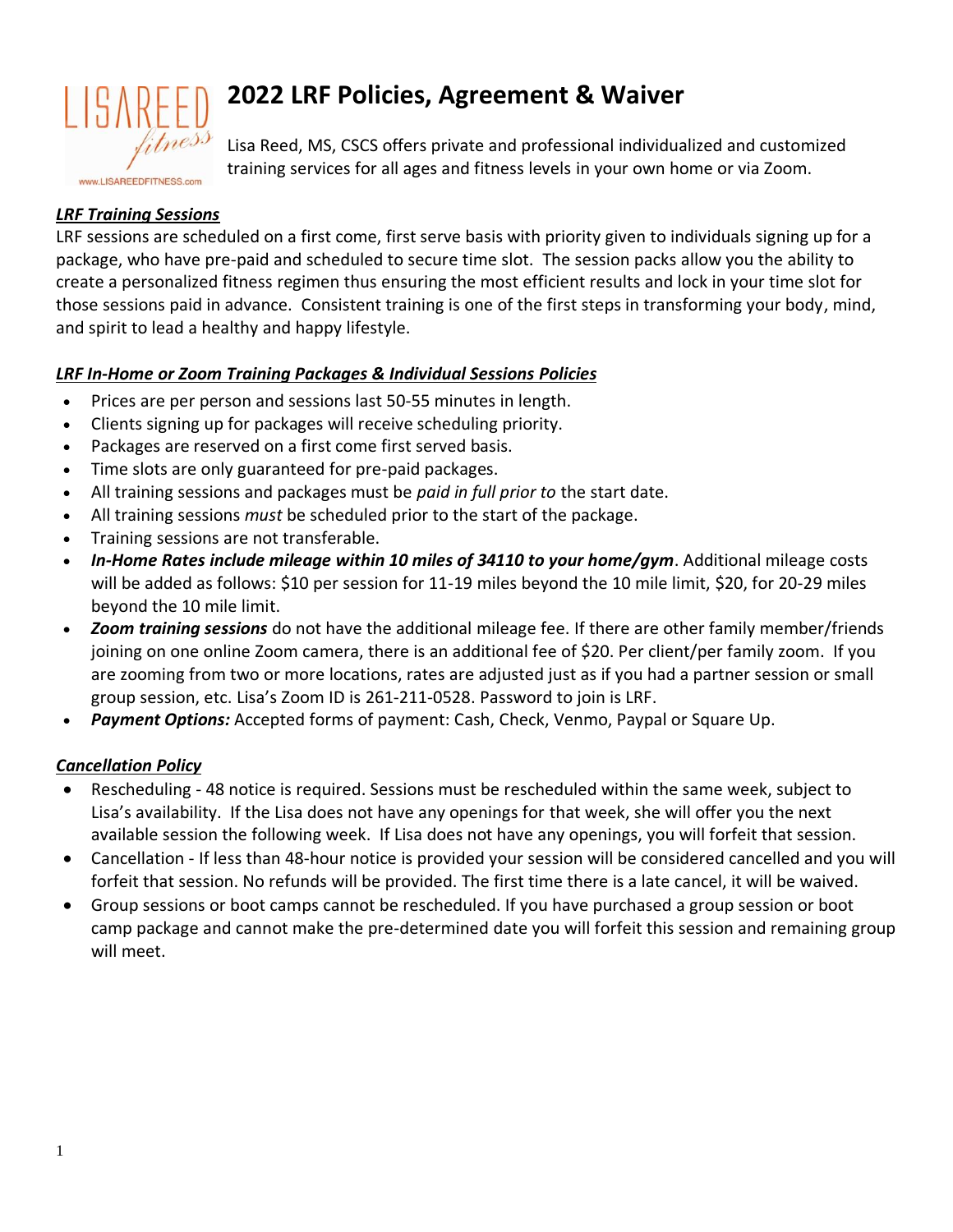# 2022 LRF Policies, Agreement & Waiver

Lisa Reed, MS, CSCS offers private and professional individualized and customized training services for all ages and fitness levels in your own home or via Zoom.

### ***LRF Training Sessions***

LRF sessions are scheduled on a first come, first serve basis with priority given to individuals signing up for a package, who have pre-paid and scheduled to secure time slot. The session packs allow you the ability to create a personalized fitness regimen thus ensuring the most efficient results and lock in your time slot for those sessions paid in advance. Consistent training is one of the first steps in transforming your body, mind, and spirit to lead a healthy and happy lifestyle.

### ***LRF In-Home or Zoom Training Packages & Individual Sessions Policies***

- Prices are per person and sessions last 50-55 minutes in length.
- Clients signing up for packages will receive scheduling priority.
- Packages are reserved on a first come first served basis.
- Time slots are only guaranteed for pre-paid packages.
- All training sessions and packages must be *paid in full prior to* the start date.
- All training sessions *must* be scheduled prior to the start of the package.
- Training sessions are not transferable.
- ***In-Home Rates include mileage within 10 miles of 34110 to your home/gym***. Additional mileage costs will be added as follows: $10 per session for 11-19 miles beyond the 10 mile limit, $20, for 20-29 miles beyond the 10 mile limit.
- ***Zoom training sessions*** do not have the additional mileage fee. If there are other family member/friends joining on one online Zoom camera, there is an additional fee of $20. Per client/per family zoom. If you are zooming from two or more locations, rates are adjusted just as if you had a partner session or small group session, etc. Lisa's Zoom ID is 261-211-0528. Password to join is LRF.
- ***Payment Options:*** Accepted forms of payment: Cash, Check, Venmo, Paypal or Square Up.

### ***Cancellation Policy***

- Rescheduling - 48 notice is required. Sessions must be rescheduled within the same week, subject to Lisa's availability. If the Lisa does not have any openings for that week, she will offer you the next available session the following week. If Lisa does not have any openings, you will forfeit that session.
- Cancellation - If less than 48-hour notice is provided your session will be considered cancelled and you will forfeit that session. No refunds will be provided. The first time there is a late cancel, it will be waived.
- Group sessions or boot camps cannot be rescheduled. If you have purchased a group session or boot camp package and cannot make the pre-determined date you will forfeit this session and remaining group will meet.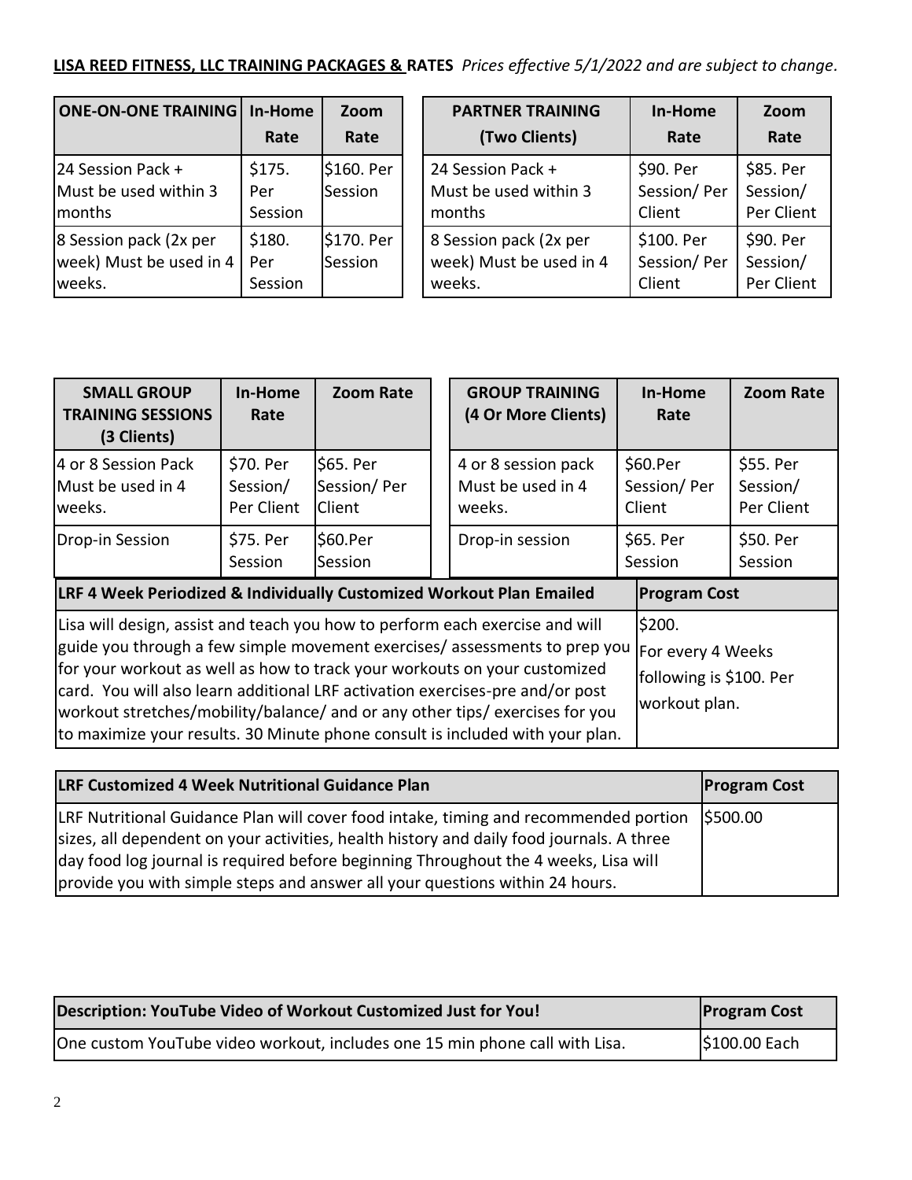**LISA REED FITNESS, LLC TRAINING PACKAGES & RATES** *Prices effective 5/1/2022 and are subject to change.*

| ONE-ON-ONE TRAINING | In-Home Rate | Zoom Rate |
|---|---|---|
| 24 Session Pack + Must be used within 3 months | $175. Per Session | $160. Per Session |
| 8 Session pack (2x per week) Must be used in 4 weeks. | $180. Per Session | $170. Per Session |

| PARTNER TRAINING (Two Clients) | In-Home Rate | Zoom Rate |
|---|---|---|
| 24 Session Pack + Must be used within 3 months | $90. Per Session/ Per Client | $85. Per Session/ Per Client |
| 8 Session pack (2x per week) Must be used in 4 weeks. | $100. Per Session/ Per Client | $90. Per Session/ Per Client |

| SMALL GROUP TRAINING SESSIONS (3 Clients) | In-Home Rate | Zoom Rate |
|---|---|---|
| 4 or 8 Session Pack Must be used in 4 weeks. | $70. Per Session/ Per Client | $65. Per Session/ Per Client |
| Drop-in Session | $75. Per Session | $60.Per Session |

| GROUP TRAINING (4 Or More Clients) | In-Home Rate | Zoom Rate |
|---|---|---|
| 4 or 8 session pack Must be used in 4 weeks. | $60.Per Session/ Per Client | $55. Per Session/ Per Client |
| Drop-in session | $65. Per Session | $50. Per Session |

| LRF 4 Week Periodized & Individually Customized Workout Plan Emailed | Program Cost |
|---|---|
| Lisa will design, assist and teach you how to perform each exercise and will guide you through a few simple movement exercises/ assessments to prep you for your workout as well as how to track your workouts on your customized card. You will also learn additional LRF activation exercises-pre and/or post workout stretches/mobility/balance/ and or any other tips/ exercises for you to maximize your results. 30 Minute phone consult is included with your plan. | $200. For every 4 Weeks following is $100. Per workout plan. |

| LRF Customized 4 Week Nutritional Guidance Plan | Program Cost |
|---|---|
| LRF Nutritional Guidance Plan will cover food intake, timing and recommended portion sizes, all dependent on your activities, health history and daily food journals. A three day food log journal is required before beginning Throughout the 4 weeks, Lisa will provide you with simple steps and answer all your questions within 24 hours. | $500.00 |

| Description: YouTube Video of Workout Customized Just for You! | Program Cost |
|---|---|
| One custom YouTube video workout, includes one 15 min phone call with Lisa. | $100.00 Each |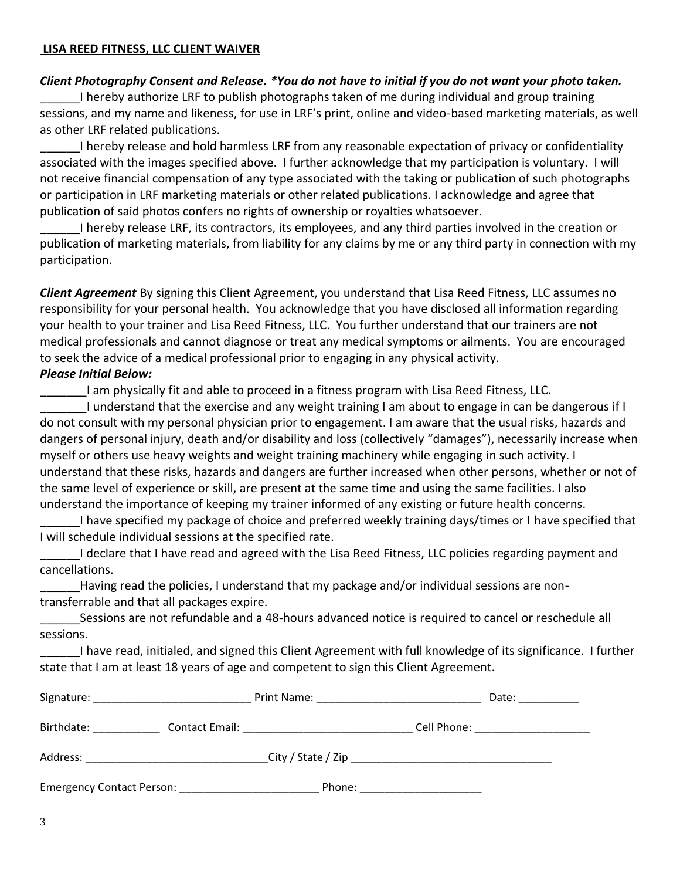**LISA REED FITNESS, LLC CLIENT WAIVER**

***Client Photography Consent and Release. *You do not have to initial if you do not want your photo taken.***

______I hereby authorize LRF to publish photographs taken of me during individual and group training sessions, and my name and likeness, for use in LRF's print, online and video-based marketing materials, as well as other LRF related publications.

______I hereby release and hold harmless LRF from any reasonable expectation of privacy or confidentiality associated with the images specified above. I further acknowledge that my participation is voluntary. I will not receive financial compensation of any type associated with the taking or publication of such photographs or participation in LRF marketing materials or other related publications. I acknowledge and agree that publication of said photos confers no rights of ownership or royalties whatsoever.

______I hereby release LRF, its contractors, its employees, and any third parties involved in the creation or publication of marketing materials, from liability for any claims by me or any third party in connection with my participation.

***Client Agreement*** By signing this Client Agreement, you understand that Lisa Reed Fitness, LLC assumes no responsibility for your personal health. You acknowledge that you have disclosed all information regarding your health to your trainer and Lisa Reed Fitness, LLC. You further understand that our trainers are not medical professionals and cannot diagnose or treat any medical symptoms or ailments. You are encouraged to seek the advice of a medical professional prior to engaging in any physical activity.

***Please Initial Below:***

_______I am physically fit and able to proceed in a fitness program with Lisa Reed Fitness, LLC.

_______I understand that the exercise and any weight training I am about to engage in can be dangerous if I do not consult with my personal physician prior to engagement. I am aware that the usual risks, hazards and dangers of personal injury, death and/or disability and loss (collectively "damages"), necessarily increase when myself or others use heavy weights and weight training machinery while engaging in such activity. I understand that these risks, hazards and dangers are further increased when other persons, whether or not of the same level of experience or skill, are present at the same time and using the same facilities. I also understand the importance of keeping my trainer informed of any existing or future health concerns.

______I have specified my package of choice and preferred weekly training days/times or I have specified that I will schedule individual sessions at the specified rate.

______I declare that I have read and agreed with the Lisa Reed Fitness, LLC policies regarding payment and cancellations.

______Having read the policies, I understand that my package and/or individual sessions are non-transferrable and that all packages expire.

______Sessions are not refundable and a 48-hours advanced notice is required to cancel or reschedule all sessions.

______I have read, initialed, and signed this Client Agreement with full knowledge of its significance. I further state that I am at least 18 years of age and competent to sign this Client Agreement.

Signature: _________________________ Print Name: __________________________ Date: __________

Birthdate: ___________ Contact Email: ___________________________ Cell Phone: ___________________

Address: _____________________________City / State / Zip ________________________________

Emergency Contact Person: ______________________ Phone: ___________________